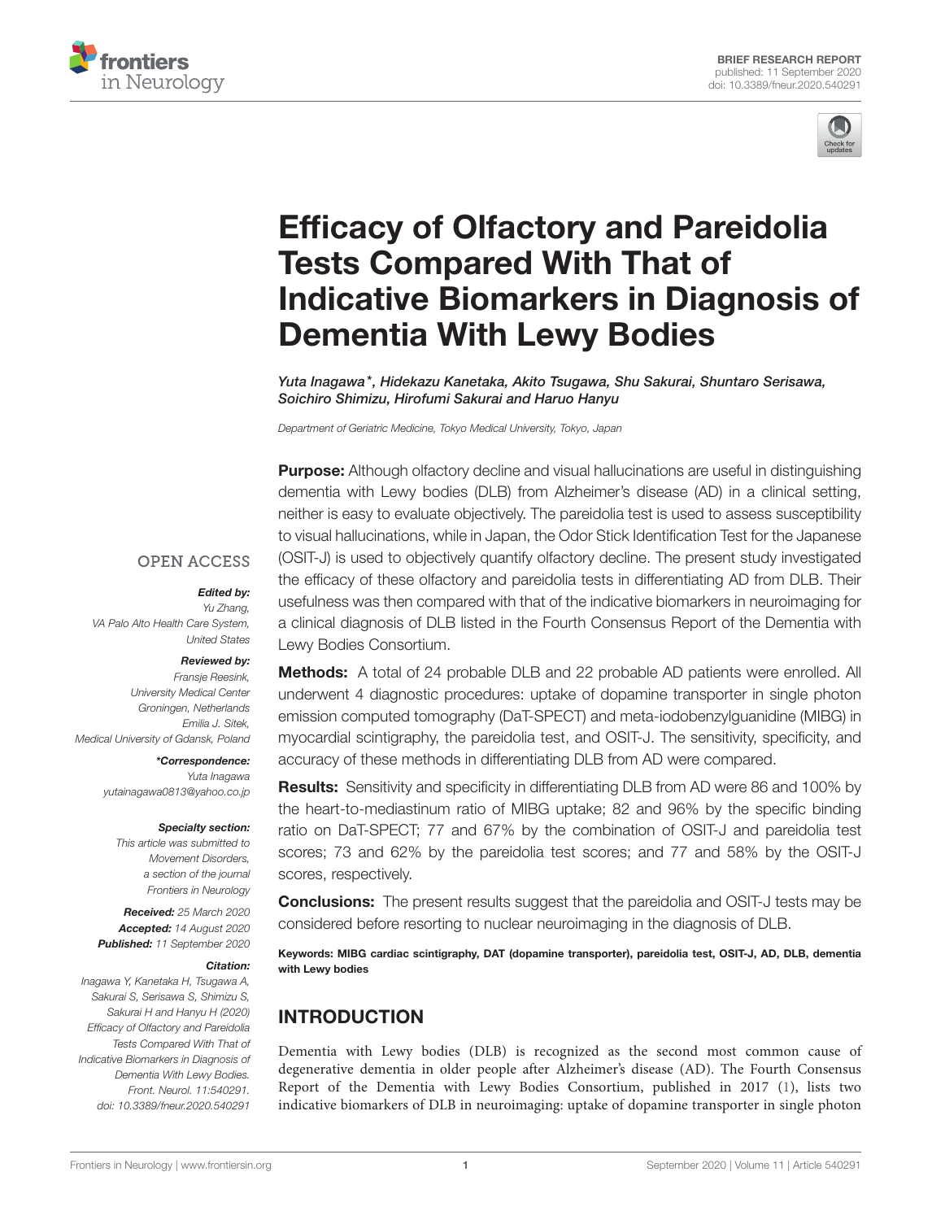BRIEF RESEARCH REPORT
published: 11 September 2020
doi: 10.3389/fneur.2020.540291

# Efficacy of Olfactory and Pareidolia Tests Compared With That of Indicative Biomarkers in Diagnosis of Dementia With Lewy Bodies

*Yuta Inagawa\*, Hidekazu Kanetaka, Akito Tsugawa, Shu Sakurai, Shuntaro Serisawa, Soichiro Shimizu, Hirofumi Sakurai and Haruo Hanyu*

*Department of Geriatric Medicine, Tokyo Medical University, Tokyo, Japan*

OPEN ACCESS

***Edited by:***
*Yu Zhang,*
*VA Palo Alto Health Care System, United States*

***Reviewed by:***
*Fransje Reesink,*
*University Medical Center Groningen, Netherlands*
*Emilia J. Sitek,*
*Medical University of Gdansk, Poland*

***\*Correspondence:***
*Yuta Inagawa*
*yutainagawa0813@yahoo.co.jp*

***Specialty section:***
*This article was submitted to Movement Disorders, a section of the journal Frontiers in Neurology*

***Received:*** *25 March 2020*
***Accepted:*** *14 August 2020*
***Published:*** *11 September 2020*

***Citation:***
*Inagawa Y, Kanetaka H, Tsugawa A, Sakurai S, Serisawa S, Shimizu S, Sakurai H and Hanyu H (2020) Efficacy of Olfactory and Pareidolia Tests Compared With That of Indicative Biomarkers in Diagnosis of Dementia With Lewy Bodies. Front. Neurol. 11:540291. doi: 10.3389/fneur.2020.540291*

**Purpose:** Although olfactory decline and visual hallucinations are useful in distinguishing dementia with Lewy bodies (DLB) from Alzheimer's disease (AD) in a clinical setting, neither is easy to evaluate objectively. The pareidolia test is used to assess susceptibility to visual hallucinations, while in Japan, the Odor Stick Identification Test for the Japanese (OSIT-J) is used to objectively quantify olfactory decline. The present study investigated the efficacy of these olfactory and pareidolia tests in differentiating AD from DLB. Their usefulness was then compared with that of the indicative biomarkers in neuroimaging for a clinical diagnosis of DLB listed in the Fourth Consensus Report of the Dementia with Lewy Bodies Consortium.

**Methods:** A total of 24 probable DLB and 22 probable AD patients were enrolled. All underwent 4 diagnostic procedures: uptake of dopamine transporter in single photon emission computed tomography (DaT-SPECT) and meta-iodobenzylguanidine (MIBG) in myocardial scintigraphy, the pareidolia test, and OSIT-J. The sensitivity, specificity, and accuracy of these methods in differentiating DLB from AD were compared.

**Results:** Sensitivity and specificity in differentiating DLB from AD were 86 and 100% by the heart-to-mediastinum ratio of MIBG uptake; 82 and 96% by the specific binding ratio on DaT-SPECT; 77 and 67% by the combination of OSIT-J and pareidolia test scores; 73 and 62% by the pareidolia test scores; and 77 and 58% by the OSIT-J scores, respectively.

**Conclusions:** The present results suggest that the pareidolia and OSIT-J tests may be considered before resorting to nuclear neuroimaging in the diagnosis of DLB.

**Keywords: MIBG cardiac scintigraphy, DAT (dopamine transporter), pareidolia test, OSIT-J, AD, DLB, dementia with Lewy bodies**

## INTRODUCTION

Dementia with Lewy bodies (DLB) is recognized as the second most common cause of degenerative dementia in older people after Alzheimer's disease (AD). The Fourth Consensus Report of the Dementia with Lewy Bodies Consortium, published in 2017 (1), lists two indicative biomarkers of DLB in neuroimaging: uptake of dopamine transporter in single photon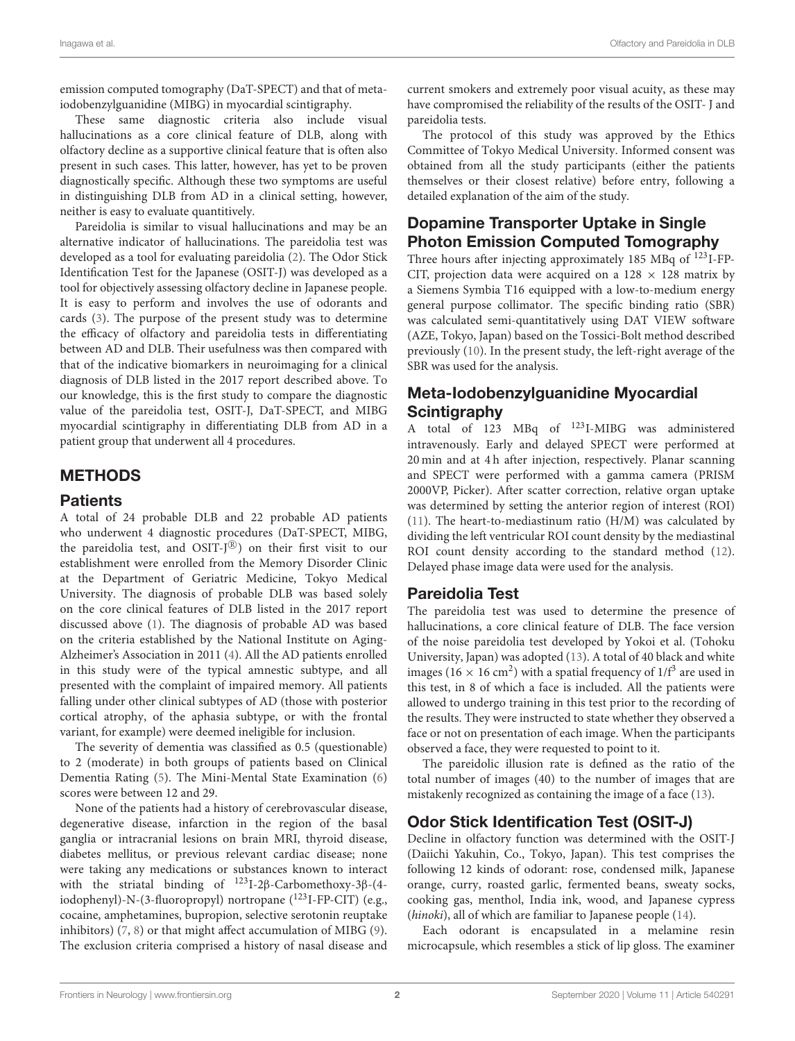emission computed tomography (DaT-SPECT) and that of meta-iodobenzylguanidine (MIBG) in myocardial scintigraphy.

These same diagnostic criteria also include visual hallucinations as a core clinical feature of DLB, along with olfactory decline as a supportive clinical feature that is often also present in such cases. This latter, however, has yet to be proven diagnostically specific. Although these two symptoms are useful in distinguishing DLB from AD in a clinical setting, however, neither is easy to evaluate quantitively.

Pareidolia is similar to visual hallucinations and may be an alternative indicator of hallucinations. The pareidolia test was developed as a tool for evaluating pareidolia (2). The Odor Stick Identification Test for the Japanese (OSIT-J) was developed as a tool for objectively assessing olfactory decline in Japanese people. It is easy to perform and involves the use of odorants and cards (3). The purpose of the present study was to determine the efficacy of olfactory and pareidolia tests in differentiating between AD and DLB. Their usefulness was then compared with that of the indicative biomarkers in neuroimaging for a clinical diagnosis of DLB listed in the 2017 report described above. To our knowledge, this is the first study to compare the diagnostic value of the pareidolia test, OSIT-J, DaT-SPECT, and MIBG myocardial scintigraphy in differentiating DLB from AD in a patient group that underwent all 4 procedures.

## METHODS

### Patients

A total of 24 probable DLB and 22 probable AD patients who underwent 4 diagnostic procedures (DaT-SPECT, MIBG, the pareidolia test, and OSIT-J®) on their first visit to our establishment were enrolled from the Memory Disorder Clinic at the Department of Geriatric Medicine, Tokyo Medical University. The diagnosis of probable DLB was based solely on the core clinical features of DLB listed in the 2017 report discussed above (1). The diagnosis of probable AD was based on the criteria established by the National Institute on Aging-Alzheimer's Association in 2011 (4). All the AD patients enrolled in this study were of the typical amnestic subtype, and all presented with the complaint of impaired memory. All patients falling under other clinical subtypes of AD (those with posterior cortical atrophy, of the aphasia subtype, or with the frontal variant, for example) were deemed ineligible for inclusion.

The severity of dementia was classified as 0.5 (questionable) to 2 (moderate) in both groups of patients based on Clinical Dementia Rating (5). The Mini-Mental State Examination (6) scores were between 12 and 29.

None of the patients had a history of cerebrovascular disease, degenerative disease, infarction in the region of the basal ganglia or intracranial lesions on brain MRI, thyroid disease, diabetes mellitus, or previous relevant cardiac disease; none were taking any medications or substances known to interact with the striatal binding of $^{123}$I-2β-Carbomethoxy-3β-(4-iodophenyl)-N-(3-fluoropropyl) nortropane ($^{123}$I-FP-CIT) (e.g., cocaine, amphetamines, bupropion, selective serotonin reuptake inhibitors) (7, 8) or that might affect accumulation of MIBG (9). The exclusion criteria comprised a history of nasal disease and current smokers and extremely poor visual acuity, as these may have compromised the reliability of the results of the OSIT- J and pareidolia tests.

The protocol of this study was approved by the Ethics Committee of Tokyo Medical University. Informed consent was obtained from all the study participants (either the patients themselves or their closest relative) before entry, following a detailed explanation of the aim of the study.

### Dopamine Transporter Uptake in Single Photon Emission Computed Tomography

Three hours after injecting approximately 185 MBq of $^{123}$I-FP-CIT, projection data were acquired on a 128 × 128 matrix by a Siemens Symbia T16 equipped with a low-to-medium energy general purpose collimator. The specific binding ratio (SBR) was calculated semi-quantitatively using DAT VIEW software (AZE, Tokyo, Japan) based on the Tossici-Bolt method described previously (10). In the present study, the left-right average of the SBR was used for the analysis.

### Meta-Iodobenzylguanidine Myocardial Scintigraphy

A total of 123 MBq of $^{123}$I-MIBG was administered intravenously. Early and delayed SPECT were performed at 20 min and at 4 h after injection, respectively. Planar scanning and SPECT were performed with a gamma camera (PRISM 2000VP, Picker). After scatter correction, relative organ uptake was determined by setting the anterior region of interest (ROI) (11). The heart-to-mediastinum ratio (H/M) was calculated by dividing the left ventricular ROI count density by the mediastinal ROI count density according to the standard method (12). Delayed phase image data were used for the analysis.

### Pareidolia Test

The pareidolia test was used to determine the presence of hallucinations, a core clinical feature of DLB. The face version of the noise pareidolia test developed by Yokoi et al. (Tohoku University, Japan) was adopted (13). A total of 40 black and white images (16 × 16 cm$^2$) with a spatial frequency of 1/f$^3$ are used in this test, in 8 of which a face is included. All the patients were allowed to undergo training in this test prior to the recording of the results. They were instructed to state whether they observed a face or not on presentation of each image. When the participants observed a face, they were requested to point to it.

The pareidolic illusion rate is defined as the ratio of the total number of images (40) to the number of images that are mistakenly recognized as containing the image of a face (13).

### Odor Stick Identification Test (OSIT-J)

Decline in olfactory function was determined with the OSIT-J (Daiichi Yakuhin, Co., Tokyo, Japan). This test comprises the following 12 kinds of odorant: rose, condensed milk, Japanese orange, curry, roasted garlic, fermented beans, sweaty socks, cooking gas, menthol, India ink, wood, and Japanese cypress (*hinoki*), all of which are familiar to Japanese people (14).

Each odorant is encapsulated in a melamine resin microcapsule, which resembles a stick of lip gloss. The examiner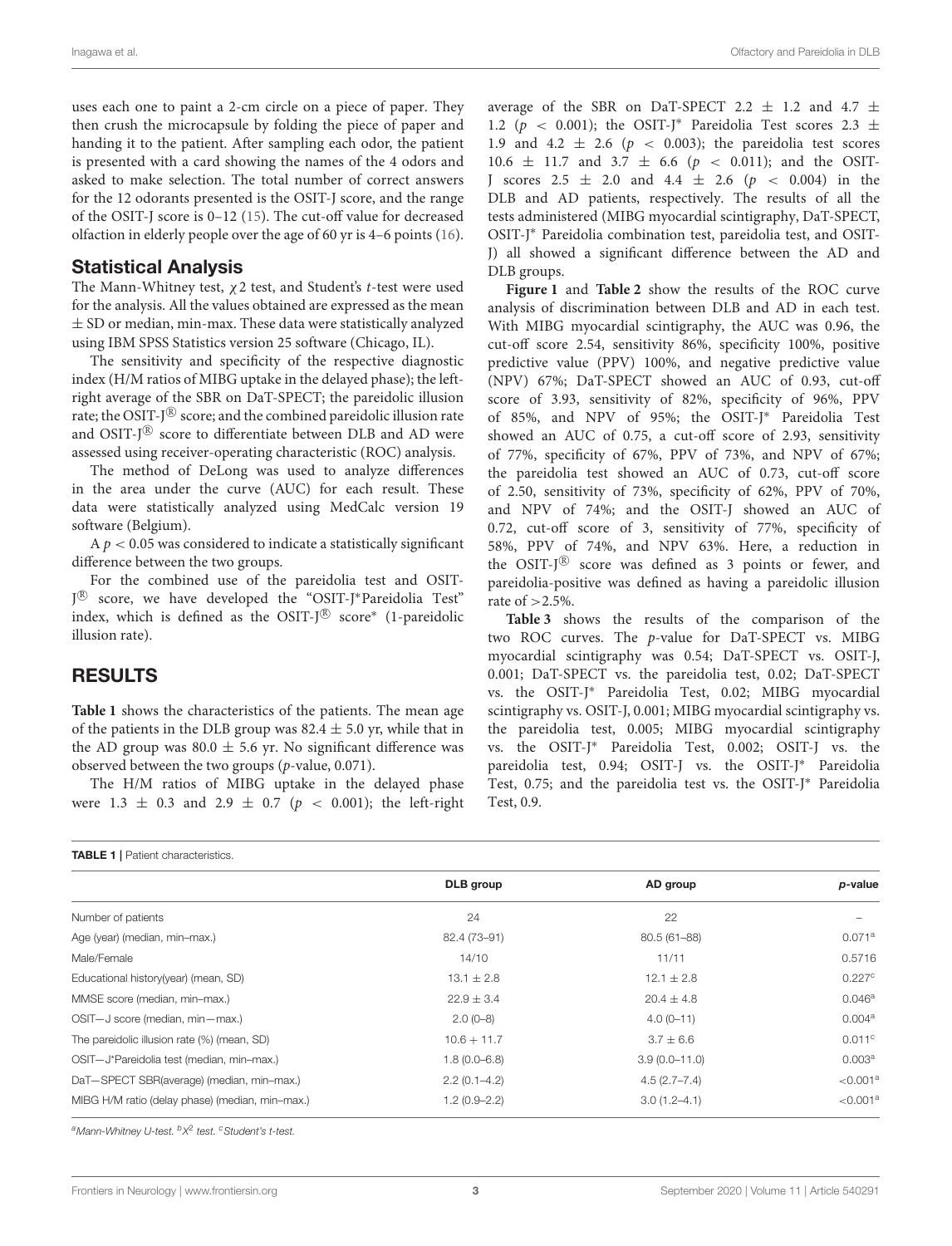uses each one to paint a 2-cm circle on a piece of paper. They then crush the microcapsule by folding the piece of paper and handing it to the patient. After sampling each odor, the patient is presented with a card showing the names of the 4 odors and asked to make selection. The total number of correct answers for the 12 odorants presented is the OSIT-J score, and the range of the OSIT-J score is 0–12 (15). The cut-off value for decreased olfaction in elderly people over the age of 60 yr is 4–6 points (16).

## Statistical Analysis

The Mann-Whitney test, $\chi 2$ test, and Student's *t*-test were used for the analysis. All the values obtained are expressed as the mean ± SD or median, min-max. These data were statistically analyzed using IBM SPSS Statistics version 25 software (Chicago, IL).

The sensitivity and specificity of the respective diagnostic index (H/M ratios of MIBG uptake in the delayed phase); the left-right average of the SBR on DaT-SPECT; the pareidolic illusion rate; the OSIT-J® score; and the combined pareidolic illusion rate and OSIT-J® score to differentiate between DLB and AD were assessed using receiver-operating characteristic (ROC) analysis.

The method of DeLong was used to analyze differences in the area under the curve (AUC) for each result. These data were statistically analyzed using MedCalc version 19 software (Belgium).

A $p < 0.05$ was considered to indicate a statistically significant difference between the two groups.

For the combined use of the pareidolia test and OSIT-J® score, we have developed the "OSIT-J*Pareidolia Test" index, which is defined as the OSIT-J® score* (1-pareidolic illusion rate).

# RESULTS

**Table 1** shows the characteristics of the patients. The mean age of the patients in the DLB group was 82.4 ± 5.0 yr, while that in the AD group was 80.0 ± 5.6 yr. No significant difference was observed between the two groups (*p*-value, 0.071).

The H/M ratios of MIBG uptake in the delayed phase were 1.3 ± 0.3 and 2.9 ± 0.7 ($p < 0.001$); the left-right average of the SBR on DaT-SPECT 2.2 ± 1.2 and 4.7 ± 1.2 ($p < 0.001$); the OSIT-J* Pareidolia Test scores 2.3 ± 1.9 and 4.2 ± 2.6 ($p < 0.003$); the pareidolia test scores 10.6 ± 11.7 and 3.7 ± 6.6 ($p < 0.011$); and the OSIT-J scores 2.5 ± 2.0 and 4.4 ± 2.6 ($p < 0.004$) in the DLB and AD patients, respectively. The results of all the tests administered (MIBG myocardial scintigraphy, DaT-SPECT, OSIT-J* Pareidolia combination test, pareidolia test, and OSIT-J) all showed a significant difference between the AD and DLB groups.

**Figure 1** and **Table 2** show the results of the ROC curve analysis of discrimination between DLB and AD in each test. With MIBG myocardial scintigraphy, the AUC was 0.96, the cut-off score 2.54, sensitivity 86%, specificity 100%, positive predictive value (PPV) 100%, and negative predictive value (NPV) 67%; DaT-SPECT showed an AUC of 0.93, cut-off score of 3.93, sensitivity of 82%, specificity of 96%, PPV of 85%, and NPV of 95%; the OSIT-J* Pareidolia Test showed an AUC of 0.75, a cut-off score of 2.93, sensitivity of 77%, specificity of 67%, PPV of 73%, and NPV of 67%; the pareidolia test showed an AUC of 0.73, cut-off score of 2.50, sensitivity of 73%, specificity of 62%, PPV of 70%, and NPV of 74%; and the OSIT-J showed an AUC of 0.72, cut-off score of 3, sensitivity of 77%, specificity of 58%, PPV of 74%, and NPV 63%. Here, a reduction in the OSIT-J® score was defined as 3 points or fewer, and pareidolia-positive was defined as having a pareidolic illusion rate of >2.5%.

**Table 3** shows the results of the comparison of the two ROC curves. The *p*-value for DaT-SPECT vs. MIBG myocardial scintigraphy was 0.54; DaT-SPECT vs. OSIT-J, 0.001; DaT-SPECT vs. the pareidolia test, 0.02; DaT-SPECT vs. the OSIT-J* Pareidolia Test, 0.02; MIBG myocardial scintigraphy vs. OSIT-J, 0.001; MIBG myocardial scintigraphy vs. the pareidolia test, 0.005; MIBG myocardial scintigraphy vs. the OSIT-J* Pareidolia Test, 0.002; OSIT-J vs. the pareidolia test, 0.94; OSIT-J vs. the OSIT-J* Pareidolia Test, 0.75; and the pareidolia test vs. the OSIT-J* Pareidolia Test, 0.9.

**TABLE 1** | Patient characteristics.

| | DLB group | AD group | *p*-value |
|---|---|---|---|
| Number of patients | 24 | 22 | – |
| Age (year) (median, min–max.) | 82.4 (73–91) | 80.5 (61–88) | 0.071[a] |
| Male/Female | 14/10 | 11/11 | 0.5716 |
| Educational history(year) (mean, SD) | 13.1 ± 2.8 | 12.1 ± 2.8 | 0.227[c] |
| MMSE score (median, min–max.) | 22.9 ± 3.4 | 20.4 ± 4.8 | 0.046[a] |
| OSIT—J score (median, min—max.) | 2.0 (0–8) | 4.0 (0–11) | 0.004[a] |
| The pareidolic illusion rate (%) (mean, SD) | 10.6 + 11.7 | 3.7 ± 6.6 | 0.011[c] |
| OSIT—J*Pareidolia test (median, min–max.) | 1.8 (0.0–6.8) | 3.9 (0.0–11.0) | 0.003[a] |
| DaT—SPECT SBR(average) (median, min–max.) | 2.2 (0.1–4.2) | 4.5 (2.7–7.4) | <0.001[a] |
| MIBG H/M ratio (delay phase) (median, min–max.) | 1.2 (0.9–2.2) | 3.0 (1.2–4.1) | <0.001[a] |

[a]*Mann-Whitney U-test.* [b]$X^2$ *test.* [c]*Student's t-test.*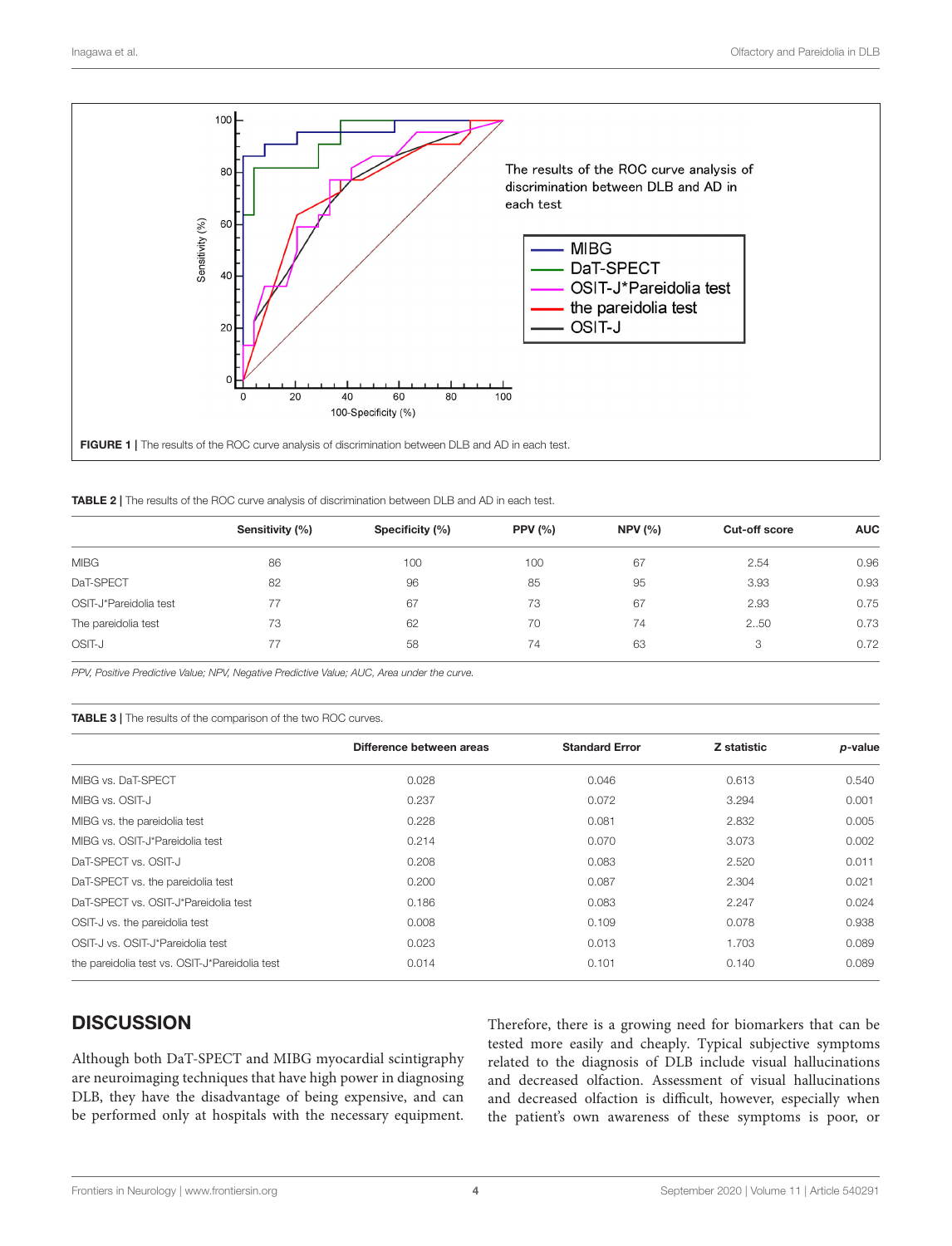FIGURE 1 | The results of the ROC curve analysis of discrimination between DLB and AD in each test.

TABLE 2 | The results of the ROC curve analysis of discrimination between DLB and AD in each test.

| | Sensitivity (%) | Specificity (%) | PPV (%) | NPV (%) | Cut-off score | AUC |
|---|---|---|---|---|---|---|
| MIBG | 86 | 100 | 100 | 67 | 2.54 | 0.96 |
| DaT-SPECT | 82 | 96 | 85 | 95 | 3.93 | 0.93 |
| OSIT-J*Pareidolia test | 77 | 67 | 73 | 67 | 2.93 | 0.75 |
| The pareidolia test | 73 | 62 | 70 | 74 | 2..50 | 0.73 |
| OSIT-J | 77 | 58 | 74 | 63 | 3 | 0.72 |

*PPV, Positive Predictive Value; NPV, Negative Predictive Value; AUC, Area under the curve.*

TABLE 3 | The results of the comparison of the two ROC curves.

| | Difference between areas | Standard Error | Z statistic | *p*-value |
|---|---|---|---|---|
| MIBG vs. DaT-SPECT | 0.028 | 0.046 | 0.613 | 0.540 |
| MIBG vs. OSIT-J | 0.237 | 0.072 | 3.294 | 0.001 |
| MIBG vs. the pareidolia test | 0.228 | 0.081 | 2.832 | 0.005 |
| MIBG vs. OSIT-J*Pareidolia test | 0.214 | 0.070 | 3.073 | 0.002 |
| DaT-SPECT vs. OSIT-J | 0.208 | 0.083 | 2.520 | 0.011 |
| DaT-SPECT vs. the pareidolia test | 0.200 | 0.087 | 2.304 | 0.021 |
| DaT-SPECT vs. OSIT-J*Pareidolia test | 0.186 | 0.083 | 2.247 | 0.024 |
| OSIT-J vs. the pareidolia test | 0.008 | 0.109 | 0.078 | 0.938 |
| OSIT-J vs. OSIT-J*Pareidolia test | 0.023 | 0.013 | 1.703 | 0.089 |
| the pareidolia test vs. OSIT-J*Pareidolia test | 0.014 | 0.101 | 0.140 | 0.089 |

## DISCUSSION

Although both DaT-SPECT and MIBG myocardial scintigraphy are neuroimaging techniques that have high power in diagnosing DLB, they have the disadvantage of being expensive, and can be performed only at hospitals with the necessary equipment. Therefore, there is a growing need for biomarkers that can be tested more easily and cheaply. Typical subjective symptoms related to the diagnosis of DLB include visual hallucinations and decreased olfaction. Assessment of visual hallucinations and decreased olfaction is difficult, however, especially when the patient's own awareness of these symptoms is poor, or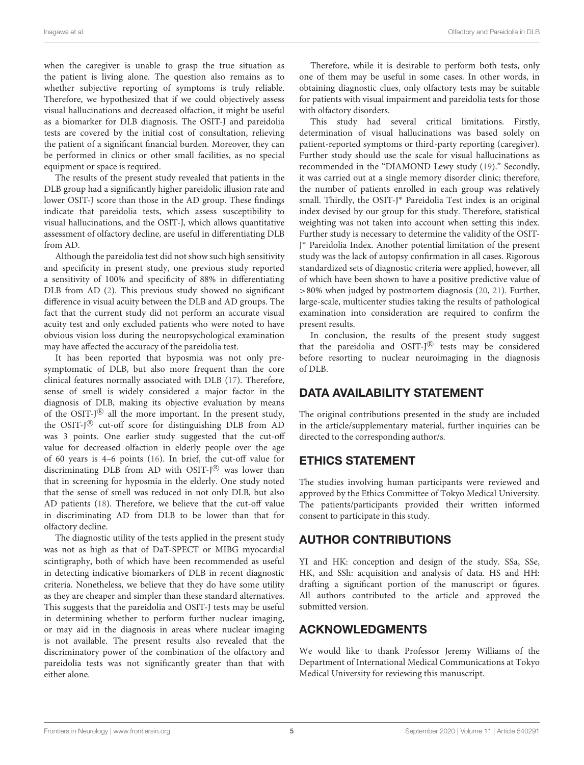when the caregiver is unable to grasp the true situation as the patient is living alone. The question also remains as to whether subjective reporting of symptoms is truly reliable. Therefore, we hypothesized that if we could objectively assess visual hallucinations and decreased olfaction, it might be useful as a biomarker for DLB diagnosis. The OSIT-J and pareidolia tests are covered by the initial cost of consultation, relieving the patient of a significant financial burden. Moreover, they can be performed in clinics or other small facilities, as no special equipment or space is required.

The results of the present study revealed that patients in the DLB group had a significantly higher pareidolic illusion rate and lower OSIT-J score than those in the AD group. These findings indicate that pareidolia tests, which assess susceptibility to visual hallucinations, and the OSIT-J, which allows quantitative assessment of olfactory decline, are useful in differentiating DLB from AD.

Although the pareidolia test did not show such high sensitivity and specificity in present study, one previous study reported a sensitivity of 100% and specificity of 88% in differentiating DLB from AD (2). This previous study showed no significant difference in visual acuity between the DLB and AD groups. The fact that the current study did not perform an accurate visual acuity test and only excluded patients who were noted to have obvious vision loss during the neuropsychological examination may have affected the accuracy of the pareidolia test.

It has been reported that hyposmia was not only pre-symptomatic of DLB, but also more frequent than the core clinical features normally associated with DLB (17). Therefore, sense of smell is widely considered a major factor in the diagnosis of DLB, making its objective evaluation by means of the OSIT-J® all the more important. In the present study, the OSIT-J® cut-off score for distinguishing DLB from AD was 3 points. One earlier study suggested that the cut-off value for decreased olfaction in elderly people over the age of 60 years is 4–6 points (16). In brief, the cut-off value for discriminating DLB from AD with OSIT-J® was lower than that in screening for hyposmia in the elderly. One study noted that the sense of smell was reduced in not only DLB, but also AD patients (18). Therefore, we believe that the cut-off value in discriminating AD from DLB to be lower than that for olfactory decline.

The diagnostic utility of the tests applied in the present study was not as high as that of DaT-SPECT or MIBG myocardial scintigraphy, both of which have been recommended as useful in detecting indicative biomarkers of DLB in recent diagnostic criteria. Nonetheless, we believe that they do have some utility as they are cheaper and simpler than these standard alternatives. This suggests that the pareidolia and OSIT-J tests may be useful in determining whether to perform further nuclear imaging, or may aid in the diagnosis in areas where nuclear imaging is not available. The present results also revealed that the discriminatory power of the combination of the olfactory and pareidolia tests was not significantly greater than that with either alone.

Therefore, while it is desirable to perform both tests, only one of them may be useful in some cases. In other words, in obtaining diagnostic clues, only olfactory tests may be suitable for patients with visual impairment and pareidolia tests for those with olfactory disorders.

This study had several critical limitations. Firstly, determination of visual hallucinations was based solely on patient-reported symptoms or third-party reporting (caregiver). Further study should use the scale for visual hallucinations as recommended in the "DIAMOND Lewy study (19)." Secondly, it was carried out at a single memory disorder clinic; therefore, the number of patients enrolled in each group was relatively small. Thirdly, the OSIT-J* Pareidolia Test index is an original index devised by our group for this study. Therefore, statistical weighting was not taken into account when setting this index. Further study is necessary to determine the validity of the OSIT-J* Pareidolia Index. Another potential limitation of the present study was the lack of autopsy confirmation in all cases. Rigorous standardized sets of diagnostic criteria were applied, however, all of which have been shown to have a positive predictive value of >80% when judged by postmortem diagnosis (20, 21). Further, large-scale, multicenter studies taking the results of pathological examination into consideration are required to confirm the present results.

In conclusion, the results of the present study suggest that the pareidolia and OSIT-J® tests may be considered before resorting to nuclear neuroimaging in the diagnosis of DLB.

## DATA AVAILABILITY STATEMENT

The original contributions presented in the study are included in the article/supplementary material, further inquiries can be directed to the corresponding author/s.

## ETHICS STATEMENT

The studies involving human participants were reviewed and approved by the Ethics Committee of Tokyo Medical University. The patients/participants provided their written informed consent to participate in this study.

## AUTHOR CONTRIBUTIONS

YI and HK: conception and design of the study. SSa, SSe, HK, and SSh: acquisition and analysis of data. HS and HH: drafting a significant portion of the manuscript or figures. All authors contributed to the article and approved the submitted version.

## ACKNOWLEDGMENTS

We would like to thank Professor Jeremy Williams of the Department of International Medical Communications at Tokyo Medical University for reviewing this manuscript.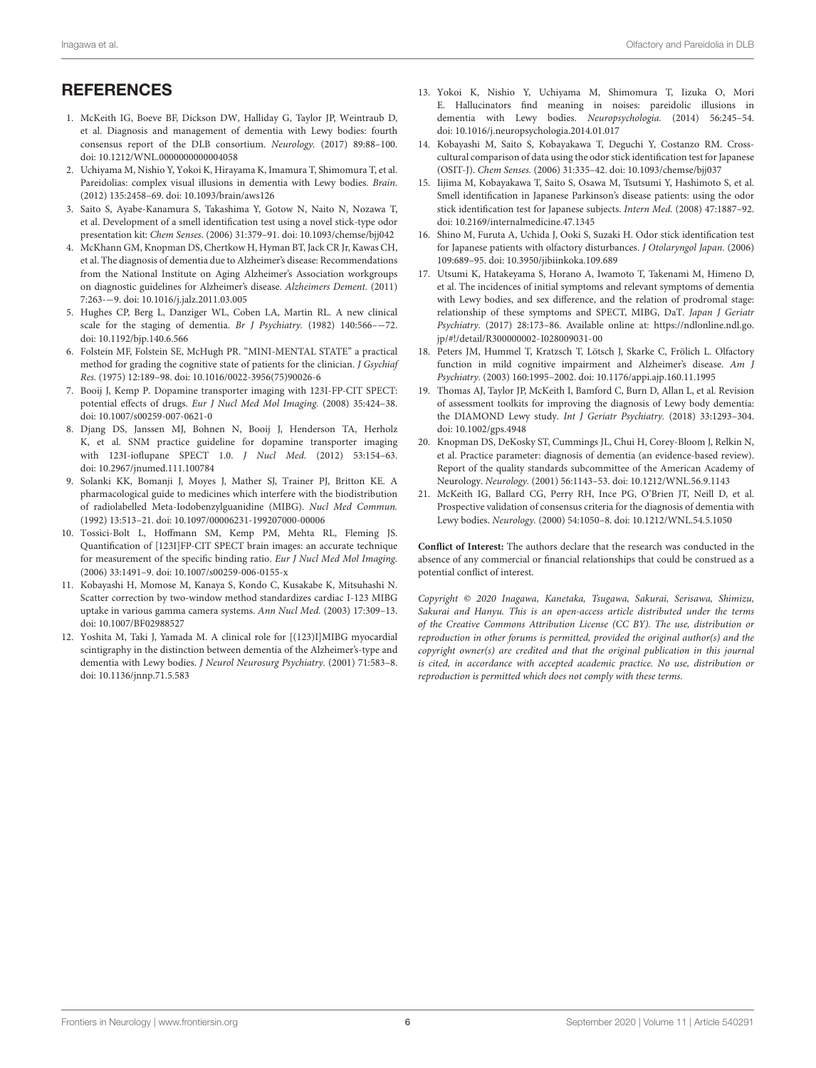## REFERENCES

1. McKeith IG, Boeve BF, Dickson DW, Halliday G, Taylor JP, Weintraub D, et al. Diagnosis and management of dementia with Lewy bodies: fourth consensus report of the DLB consortium. *Neurology.* (2017) 89:88–100. doi: 10.1212/WNL.0000000000004058
2. Uchiyama M, Nishio Y, Yokoi K, Hirayama K, Imamura T, Shimomura T, et al. Pareidolias: complex visual illusions in dementia with Lewy bodies. *Brain.* (2012) 135:2458–69. doi: 10.1093/brain/aws126
3. Saito S, Ayabe-Kanamura S, Takashima Y, Gotow N, Naito N, Nozawa T, et al. Development of a smell identification test using a novel stick-type odor presentation kit: *Chem Senses.* (2006) 31:379–91. doi: 10.1093/chemse/bjj042
4. McKhann GM, Knopman DS, Chertkow H, Hyman BT, Jack CR Jr, Kawas CH, et al. The diagnosis of dementia due to Alzheimer's disease: Recommendations from the National Institute on Aging Alzheimer's Association workgroups on diagnostic guidelines for Alzheimer's disease. *Alzheimers Dement.* (2011) 7:263-—9. doi: 10.1016/j.jalz.2011.03.005
5. Hughes CP, Berg L, Danziger WL, Coben LA, Martin RL. A new clinical scale for the staging of dementia. *Br J Psychiatry.* (1982) 140:566-—72. doi: 10.1192/bjp.140.6.566
6. Folstein MF, Folstein SE, McHugh PR. "MINI-MENTAL STATE" a practical method for grading the cognitive state of patients for the clinician. *J Gsychiaf Res.* (1975) 12:189–98. doi: 10.1016/0022-3956(75)90026-6
7. Booij J, Kemp P. Dopamine transporter imaging with 123I-FP-CIT SPECT: potential effects of drugs. *Eur J Nucl Med Mol Imaging.* (2008) 35:424–38. doi: 10.1007/s00259-007-0621-0
8. Djang DS, Janssen MJ, Bohnen N, Booij J, Henderson TA, Herholz K, et al. SNM practice guideline for dopamine transporter imaging with 123I-ioflupane SPECT 1.0. *J Nucl Med.* (2012) 53:154–63. doi: 10.2967/jnumed.111.100784
9. Solanki KK, Bomanji J, Moyes J, Mather SJ, Trainer PJ, Britton KE. A pharmacological guide to medicines which interfere with the biodistribution of radiolabelled Meta-Iodobenzylguanidine (MIBG). *Nucl Med Commun.* (1992) 13:513–21. doi: 10.1097/00006231-199207000-00006
10. Tossici-Bolt L, Hoffmann SM, Kemp PM, Mehta RL, Fleming JS. Quantification of [123I]FP-CIT SPECT brain images: an accurate technique for measurement of the specific binding ratio. *Eur J Nucl Med Mol Imaging.* (2006) 33:1491–9. doi: 10.1007/s00259-006-0155-x
11. Kobayashi H, Momose M, Kanaya S, Kondo C, Kusakabe K, Mitsuhashi N. Scatter correction by two-window method standardizes cardiac I-123 MIBG uptake in various gamma camera systems. *Ann Nucl Med.* (2003) 17:309–13. doi: 10.1007/BF02988527
12. Yoshita M, Taki J, Yamada M. A clinical role for [(123)I]MIBG myocardial scintigraphy in the distinction between dementia of the Alzheimer's-type and dementia with Lewy bodies. *J Neurol Neurosurg Psychiatry.* (2001) 71:583–8. doi: 10.1136/jnnp.71.5.583
13. Yokoi K, Nishio Y, Uchiyama M, Shimomura T, Iizuka O, Mori E. Hallucinators find meaning in noises: pareidolic illusions in dementia with Lewy bodies. *Neuropsychologia.* (2014) 56:245–54. doi: 10.1016/j.neuropsychologia.2014.01.017
14. Kobayashi M, Saito S, Kobayakawa T, Deguchi Y, Costanzo RM. Cross-cultural comparison of data using the odor stick identification test for Japanese (OSIT-J). *Chem Senses.* (2006) 31:335–42. doi: 10.1093/chemse/bjj037
15. Iijima M, Kobayakawa T, Saito S, Osawa M, Tsutsumi Y, Hashimoto S, et al. Smell identification in Japanese Parkinson's disease patients: using the odor stick identification test for Japanese subjects. *Intern Med.* (2008) 47:1887–92. doi: 10.2169/internalmedicine.47.1345
16. Shino M, Furuta A, Uchida J, Ooki S, Suzaki H. Odor stick identification test for Japanese patients with olfactory disturbances. *J Otolaryngol Japan.* (2006) 109:689–95. doi: 10.3950/jibiinkoka.109.689
17. Utsumi K, Hatakeyama S, Horano A, Iwamoto T, Takenami M, Himeno D, et al. The incidences of initial symptoms and relevant symptoms of dementia with Lewy bodies, and sex difference, and the relation of prodromal stage: relationship of these symptoms and SPECT, MIBG, DaT. *Japan J Geriatr Psychiatry.* (2017) 28:173–86. Available online at: https://ndlonline.ndl.go.jp/#!/detail/R300000002-I028009031-00
18. Peters JM, Hummel T, Kratzsch T, Lötsch J, Skarke C, Frölich L. Olfactory function in mild cognitive impairment and Alzheimer's disease. *Am J Psychiatry.* (2003) 160:1995–2002. doi: 10.1176/appi.ajp.160.11.1995
19. Thomas AJ, Taylor JP, McKeith I, Bamford C, Burn D, Allan L, et al. Revision of assessment toolkits for improving the diagnosis of Lewy body dementia: the DIAMOND Lewy study. *Int J Geriatr Psychiatry.* (2018) 33:1293–304. doi: 10.1002/gps.4948
20. Knopman DS, DeKosky ST, Cummings JL, Chui H, Corey-Bloom J, Relkin N, et al. Practice parameter: diagnosis of dementia (an evidence-based review). Report of the quality standards subcommittee of the American Academy of Neurology. *Neurology.* (2001) 56:1143–53. doi: 10.1212/WNL.56.9.1143
21. McKeith IG, Ballard CG, Perry RH, Ince PG, O'Brien JT, Neill D, et al. Prospective validation of consensus criteria for the diagnosis of dementia with Lewy bodies. *Neurology.* (2000) 54:1050–8. doi: 10.1212/WNL.54.5.1050

**Conflict of Interest:** The authors declare that the research was conducted in the absence of any commercial or financial relationships that could be construed as a potential conflict of interest.

*Copyright © 2020 Inagawa, Kanetaka, Tsugawa, Sakurai, Serisawa, Shimizu, Sakurai and Hanyu. This is an open-access article distributed under the terms of the Creative Commons Attribution License (CC BY). The use, distribution or reproduction in other forums is permitted, provided the original author(s) and the copyright owner(s) are credited and that the original publication in this journal is cited, in accordance with accepted academic practice. No use, distribution or reproduction is permitted which does not comply with these terms.*